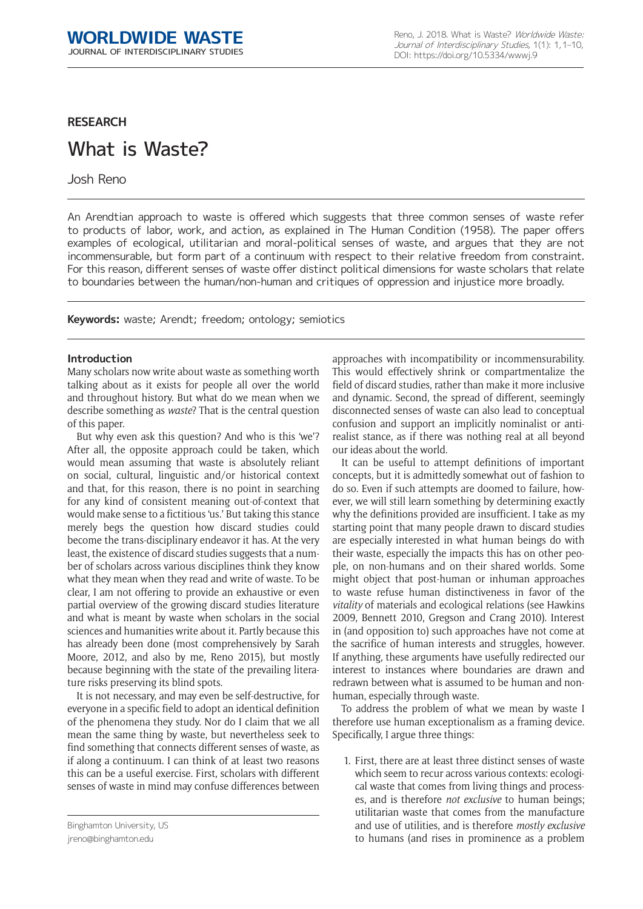**RESEARCH**

# What is Waste?

Josh Reno

An Arendtian approach to waste is offered which suggests that three common senses of waste refer to products of labor, work, and action, as explained in The Human Condition (1958). The paper offers examples of ecological, utilitarian and moral-political senses of waste, and argues that they are not incommensurable, but form part of a continuum with respect to their relative freedom from constraint. For this reason, different senses of waste offer distinct political dimensions for waste scholars that relate to boundaries between the human/non-human and critiques of oppression and injustice more broadly.

**Keywords:** waste; Arendt; freedom; ontology; semiotics

### Introduction

Many scholars now write about waste as something worth talking about as it exists for people all over the world and throughout history. But what do we mean when we describe something as *waste*? That is the central question of this paper.

But why even ask this question? And who is this 'we'? After all, the opposite approach could be taken, which would mean assuming that waste is absolutely reliant on social, cultural, linguistic and/or historical context and that, for this reason, there is no point in searching for any kind of consistent meaning out-of-context that would make sense to a fictitious 'us.' But taking this stance merely begs the question how discard studies could become the trans-disciplinary endeavor it has. At the very least, the existence of discard studies suggests that a number of scholars across various disciplines think they know what they mean when they read and write of waste. To be clear, I am not offering to provide an exhaustive or even partial overview of the growing discard studies literature and what is meant by waste when scholars in the social sciences and humanities write about it. Partly because this has already been done (most comprehensively by Sarah Moore, 2012, and also by me, Reno 2015), but mostly because beginning with the state of the prevailing literature risks preserving its blind spots.

It is not necessary, and may even be self-destructive, for everyone in a specific field to adopt an identical definition of the phenomena they study. Nor do I claim that we all mean the same thing by waste, but nevertheless seek to find something that connects different senses of waste, as if along a continuum. I can think of at least two reasons this can be a useful exercise. First, scholars with different senses of waste in mind may confuse differences between approaches with incompatibility or incommensurability. This would effectively shrink or compartmentalize the field of discard studies, rather than make it more inclusive and dynamic. Second, the spread of different, seemingly disconnected senses of waste can also lead to conceptual confusion and support an implicitly nominalist or anti-realist stance, as if there was nothing real at all beyond our ideas about the world.

It can be useful to attempt definitions of important concepts, but it is admittedly somewhat out of fashion to do so. Even if such attempts are doomed to failure, however, we will still learn something by determining exactly why the definitions provided are insufficient. I take as my starting point that many people drawn to discard studies are especially interested in what human beings do with their waste, especially the impacts this has on other people, on non-humans and on their shared worlds. Some might object that post-human or inhuman approaches to waste refuse human distinctiveness in favor of the *vitality* of materials and ecological relations (see Hawkins 2009, Bennett 2010, Gregson and Crang 2010). Interest in (and opposition to) such approaches have not come at the sacrifice of human interests and struggles, however. If anything, these arguments have usefully redirected our interest to instances where boundaries are drawn and redrawn between what is assumed to be human and non-human, especially through waste.

To address the problem of what we mean by waste I therefore use human exceptionalism as a framing device. Specifically, I argue three things:

1. First, there are at least three distinct senses of waste which seem to recur across various contexts: ecological waste that comes from living things and processes, and is therefore *not exclusive* to human beings; utilitarian waste that comes from the manufacture and use of utilities, and is therefore *mostly exclusive* to humans (and rises in prominence as a problem

Binghamton University, US
jreno@binghamton.edu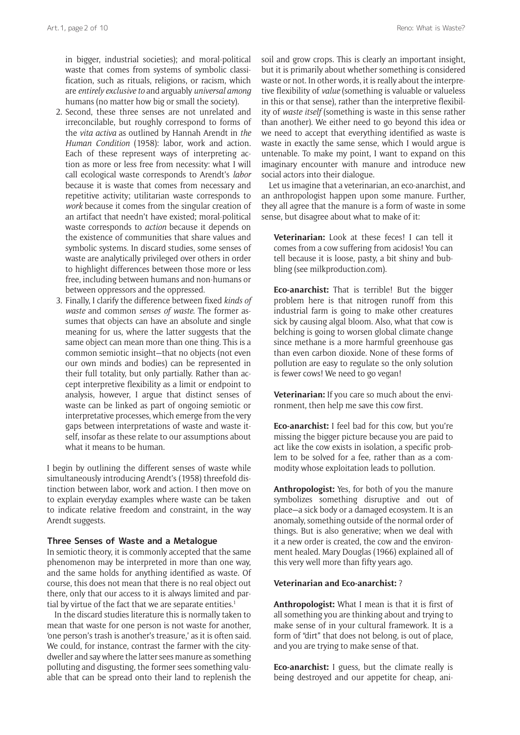in bigger, industrial societies); and moral-political waste that comes from systems of symbolic classification, such as rituals, religions, or racism, which are *entirely exclusive to* and arguably *universal among* humans (no matter how big or small the society).

2. Second, these three senses are not unrelated and irreconcilable, but roughly correspond to forms of the *vita activa* as outlined by Hannah Arendt in *the Human Condition* (1958): labor, work and action. Each of these represent ways of interpreting action as more or less free from necessity: what I will call ecological waste corresponds to Arendt's *labor* because it is waste that comes from necessary and repetitive activity; utilitarian waste corresponds to *work* because it comes from the singular creation of an artifact that needn't have existed; moral-political waste corresponds to *action* because it depends on the existence of communities that share values and symbolic systems. In discard studies, some senses of waste are analytically privileged over others in order to highlight differences between those more or less free, including between humans and non-humans or between oppressors and the oppressed.
3. Finally, I clarify the difference between fixed *kinds of waste* and common *senses of waste*. The former assumes that objects can have an absolute and single meaning for us, where the latter suggests that the same object can mean more than one thing. This is a common semiotic insight—that no objects (not even our own minds and bodies) can be represented in their full totality, but only partially. Rather than accept interpretive flexibility as a limit or endpoint to analysis, however, I argue that distinct senses of waste can be linked as part of ongoing semiotic or interpretative processes, which emerge from the very gaps between interpretations of waste and waste itself, insofar as these relate to our assumptions about what it means to be human.

I begin by outlining the different senses of waste while simultaneously introducing Arendt's (1958) threefold distinction between labor, work and action. I then move on to explain everyday examples where waste can be taken to indicate relative freedom and constraint, in the way Arendt suggests.

## Three Senses of Waste and a Metalogue

In semiotic theory, it is commonly accepted that the same phenomenon may be interpreted in more than one way, and the same holds for anything identified as waste. Of course, this does not mean that there is no real object out there, only that our access to it is always limited and partial by virtue of the fact that we are separate entities.[1]

In the discard studies literature this is normally taken to mean that waste for one person is not waste for another, 'one person's trash is another's treasure,' as it is often said. We could, for instance, contrast the farmer with the city-dweller and say where the latter sees manure as something polluting and disgusting, the former sees something valuable that can be spread onto their land to replenish the soil and grow crops. This is clearly an important insight, but it is primarily about whether something is considered waste or not. In other words, it is really about the interpretive flexibility of *value* (something is valuable or valueless in this or that sense), rather than the interpretive flexibility of *waste itself* (something is waste in this sense rather than another). We either need to go beyond this idea or we need to accept that everything identified as waste is waste in exactly the same sense, which I would argue is untenable. To make my point, I want to expand on this imaginary encounter with manure and introduce new social actors into their dialogue.

Let us imagine that a veterinarian, an eco-anarchist, and an anthropologist happen upon some manure. Further, they all agree that the manure is a form of waste in some sense, but disagree about what to make of it:

**Veterinarian:** Look at these feces! I can tell it comes from a cow suffering from acidosis! You can tell because it is loose, pasty, a bit shiny and bubbling (see milkproduction.com).

**Eco-anarchist:** That is terrible! But the bigger problem here is that nitrogen runoff from this industrial farm is going to make other creatures sick by causing algal bloom. Also, what that cow is belching is going to worsen global climate change since methane is a more harmful greenhouse gas than even carbon dioxide. None of these forms of pollution are easy to regulate so the only solution is fewer cows! We need to go vegan!

**Veterinarian:** If you care so much about the environment, then help me save this cow first.

**Eco-anarchist:** I feel bad for this cow, but you're missing the bigger picture because you are paid to act like the cow exists in isolation, a specific problem to be solved for a fee, rather than as a commodity whose exploitation leads to pollution.

**Anthropologist:** Yes, for both of you the manure symbolizes something disruptive and out of place—a sick body or a damaged ecosystem. It is an anomaly, something outside of the normal order of things. But is also generative; when we deal with it a new order is created, the cow and the environment healed. Mary Douglas (1966) explained all of this very well more than fifty years ago.

**Veterinarian and Eco-anarchist:** ?

**Anthropologist:** What I mean is that it is first of all something you are thinking about and trying to make sense of in your cultural framework. It is a form of "dirt" that does not belong, is out of place, and you are trying to make sense of that.

**Eco-anarchist:** I guess, but the climate really is being destroyed and our appetite for cheap, ani-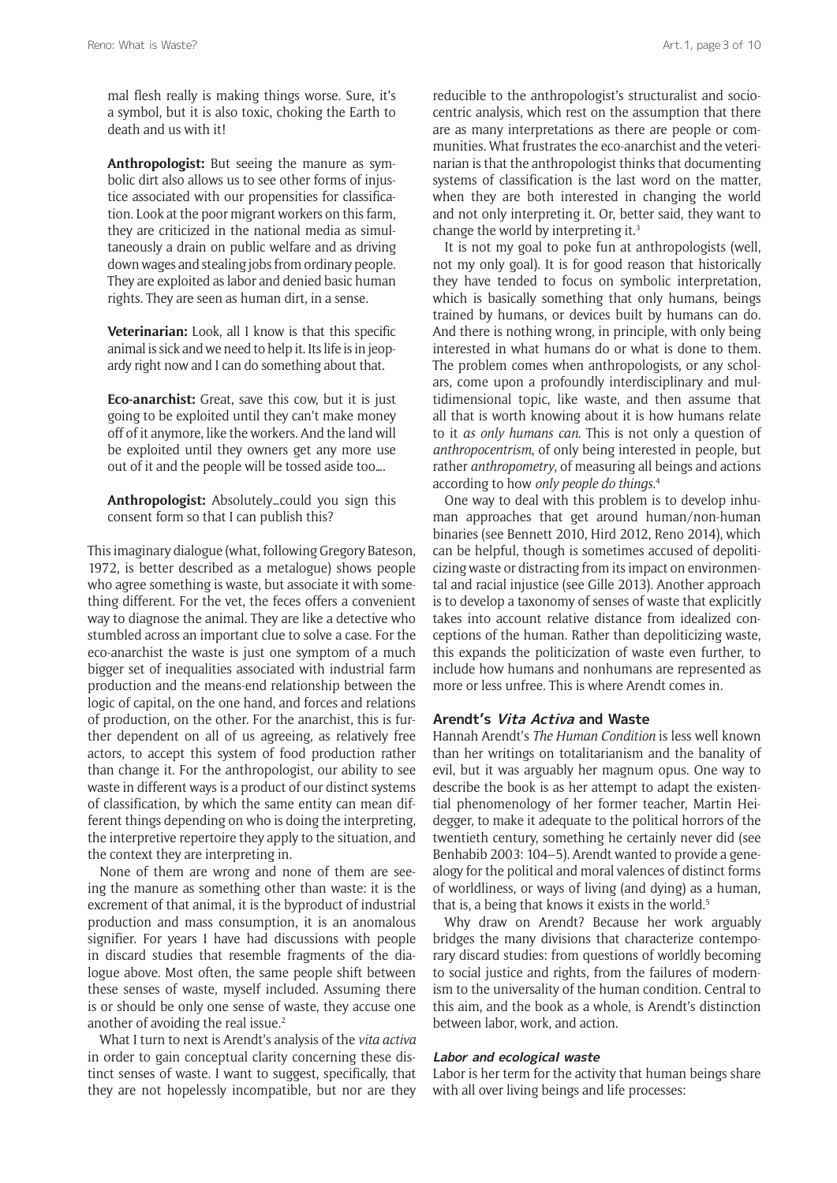mal flesh really is making things worse. Sure, it's a symbol, but it is also toxic, choking the Earth to death and us with it!

**Anthropologist:** But seeing the manure as symbolic dirt also allows us to see other forms of injustice associated with our propensities for classification. Look at the poor migrant workers on this farm, they are criticized in the national media as simultaneously a drain on public welfare and as driving down wages and stealing jobs from ordinary people. They are exploited as labor and denied basic human rights. They are seen as human dirt, in a sense.

**Veterinarian:** Look, all I know is that this specific animal is sick and we need to help it. Its life is in jeopardy right now and I can do something about that.

**Eco-anarchist:** Great, save this cow, but it is just going to be exploited until they can't make money off of it anymore, like the workers. And the land will be exploited until they owners get any more use out of it and the people will be tossed aside too....

**Anthropologist:** Absolutely...could you sign this consent form so that I can publish this?

This imaginary dialogue (what, following Gregory Bateson, 1972, is better described as a metalogue) shows people who agree something is waste, but associate it with something different. For the vet, the feces offers a convenient way to diagnose the animal. They are like a detective who stumbled across an important clue to solve a case. For the eco-anarchist the waste is just one symptom of a much bigger set of inequalities associated with industrial farm production and the means-end relationship between the logic of capital, on the one hand, and forces and relations of production, on the other. For the anarchist, this is further dependent on all of us agreeing, as relatively free actors, to accept this system of food production rather than change it. For the anthropologist, our ability to see waste in different ways is a product of our distinct systems of classification, by which the same entity can mean different things depending on who is doing the interpreting, the interpretive repertoire they apply to the situation, and the context they are interpreting in.

None of them are wrong and none of them are seeing the manure as something other than waste: it is the excrement of that animal, it is the byproduct of industrial production and mass consumption, it is an anomalous signifier. For years I have had discussions with people in discard studies that resemble fragments of the dialogue above. Most often, the same people shift between these senses of waste, myself included. Assuming there is or should be only one sense of waste, they accuse one another of avoiding the real issue.[2]

What I turn to next is Arendt's analysis of the *vita activa* in order to gain conceptual clarity concerning these distinct senses of waste. I want to suggest, specifically, that they are not hopelessly incompatible, but nor are they reducible to the anthropologist's structuralist and sociocentric analysis, which rest on the assumption that there are as many interpretations as there are people or communities. What frustrates the eco-anarchist and the veterinarian is that the anthropologist thinks that documenting systems of classification is the last word on the matter, when they are both interested in changing the world and not only interpreting it. Or, better said, they want to change the world by interpreting it.[3]

It is not my goal to poke fun at anthropologists (well, not my only goal). It is for good reason that historically they have tended to focus on symbolic interpretation, which is basically something that only humans, beings trained by humans, or devices built by humans can do. And there is nothing wrong, in principle, with only being interested in what humans do or what is done to them. The problem comes when anthropologists, or any scholars, come upon a profoundly interdisciplinary and multidimensional topic, like waste, and then assume that all that is worth knowing about it is how humans relate to it *as only humans can*. This is not only a question of *anthropocentrism*, of only being interested in people, but rather *anthropometry*, of measuring all beings and actions according to how *only people do things*.[4]

One way to deal with this problem is to develop inhuman approaches that get around human/non-human binaries (see Bennett 2010, Hird 2012, Reno 2014), which can be helpful, though is sometimes accused of depoliticizing waste or distracting from its impact on environmental and racial injustice (see Gille 2013). Another approach is to develop a taxonomy of senses of waste that explicitly takes into account relative distance from idealized conceptions of the human. Rather than depoliticizing waste, this expands the politicization of waste even further, to include how humans and nonhumans are represented as more or less unfree. This is where Arendt comes in.

## Arendt's *Vita Activa* and Waste

Hannah Arendt's *The Human Condition* is less well known than her writings on totalitarianism and the banality of evil, but it was arguably her magnum opus. One way to describe the book is as her attempt to adapt the existential phenomenology of her former teacher, Martin Heidegger, to make it adequate to the political horrors of the twentieth century, something he certainly never did (see Benhabib 2003: 104–5). Arendt wanted to provide a genealogy for the political and moral valences of distinct forms of worldliness, or ways of living (and dying) as a human, that is, a being that knows it exists in the world.[5]

Why draw on Arendt? Because her work arguably bridges the many divisions that characterize contemporary discard studies: from questions of worldly becoming to social justice and rights, from the failures of modernism to the universality of the human condition. Central to this aim, and the book as a whole, is Arendt's distinction between labor, work, and action.

### *Labor and ecological waste*

Labor is her term for the activity that human beings share with all over living beings and life processes: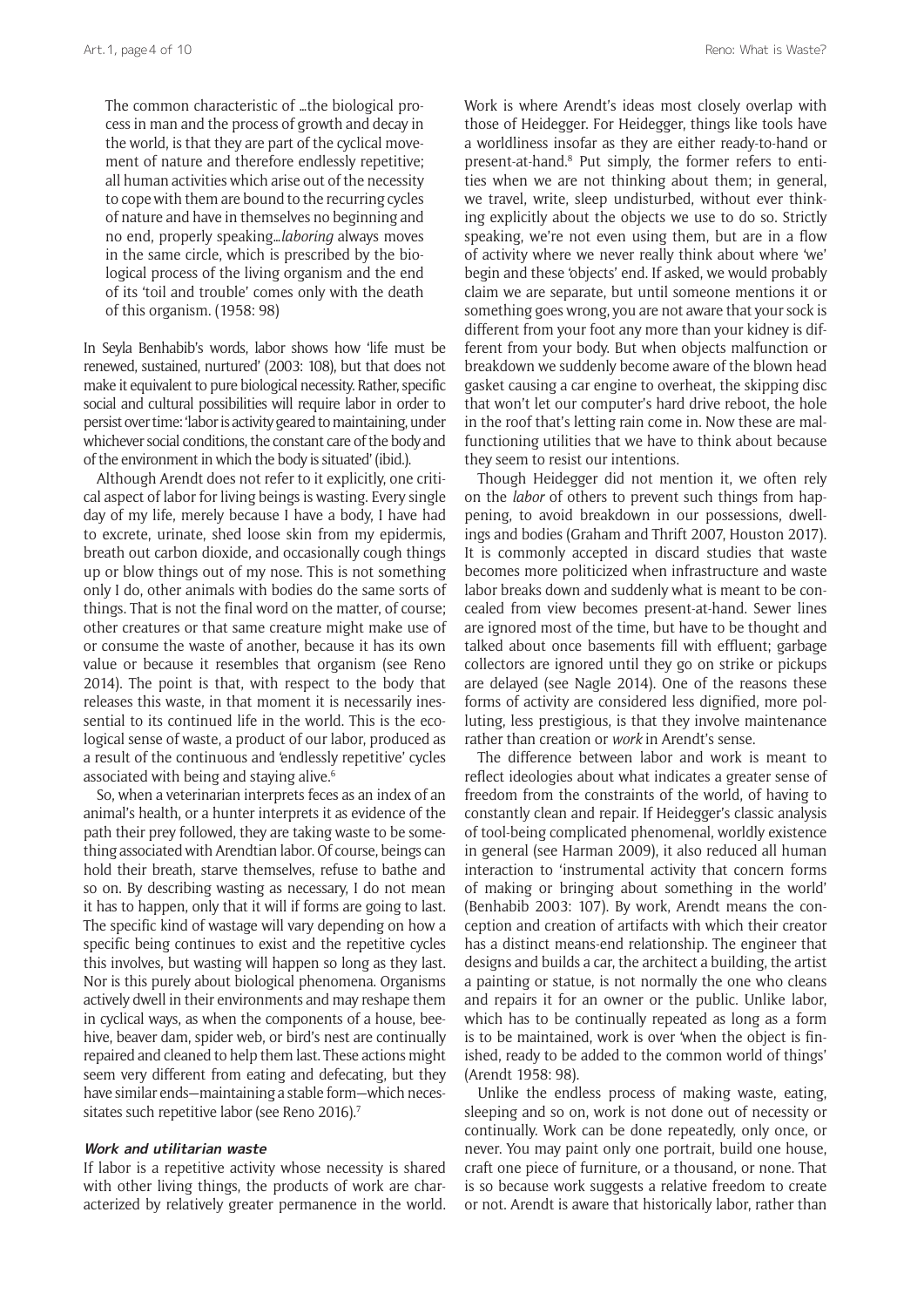> The common characteristic of …the biological process in man and the process of growth and decay in the world, is that they are part of the cyclical movement of nature and therefore endlessly repetitive; all human activities which arise out of the necessity to cope with them are bound to the recurring cycles of nature and have in themselves no beginning and no end, properly speaking…*laboring* always moves in the same circle, which is prescribed by the biological process of the living organism and the end of its 'toil and trouble' comes only with the death of this organism. (1958: 98)

In Seyla Benhabib's words, labor shows how 'life must be renewed, sustained, nurtured' (2003: 108), but that does not make it equivalent to pure biological necessity. Rather, specific social and cultural possibilities will require labor in order to persist over time: 'labor is activity geared to maintaining, under whichever social conditions, the constant care of the body and of the environment in which the body is situated' (ibid.).

Although Arendt does not refer to it explicitly, one critical aspect of labor for living beings is wasting. Every single day of my life, merely because I have a body, I have had to excrete, urinate, shed loose skin from my epidermis, breath out carbon dioxide, and occasionally cough things up or blow things out of my nose. This is not something only I do, other animals with bodies do the same sorts of things. That is not the final word on the matter, of course; other creatures or that same creature might make use of or consume the waste of another, because it has its own value or because it resembles that organism (see Reno 2014). The point is that, with respect to the body that releases this waste, in that moment it is necessarily inessential to its continued life in the world. This is the ecological sense of waste, a product of our labor, produced as a result of the continuous and 'endlessly repetitive' cycles associated with being and staying alive.[6]

So, when a veterinarian interprets feces as an index of an animal's health, or a hunter interprets it as evidence of the path their prey followed, they are taking waste to be something associated with Arendtian labor. Of course, beings can hold their breath, starve themselves, refuse to bathe and so on. By describing wasting as necessary, I do not mean it has to happen, only that it will if forms are going to last. The specific kind of wastage will vary depending on how a specific being continues to exist and the repetitive cycles this involves, but wasting will happen so long as they last. Nor is this purely about biological phenomena. Organisms actively dwell in their environments and may reshape them in cyclical ways, as when the components of a house, beehive, beaver dam, spider web, or bird's nest are continually repaired and cleaned to help them last. These actions might seem very different from eating and defecating, but they have similar ends—maintaining a stable form—which necessitates such repetitive labor (see Reno 2016).[7]

### Work and utilitarian waste

If labor is a repetitive activity whose necessity is shared with other living things, the products of work are characterized by relatively greater permanence in the world. Work is where Arendt's ideas most closely overlap with those of Heidegger. For Heidegger, things like tools have a worldliness insofar as they are either ready-to-hand or present-at-hand.[8] Put simply, the former refers to entities when we are not thinking about them; in general, we travel, write, sleep undisturbed, without ever thinking explicitly about the objects we use to do so. Strictly speaking, we're not even using them, but are in a flow of activity where we never really think about where 'we' begin and these 'objects' end. If asked, we would probably claim we are separate, but until someone mentions it or something goes wrong, you are not aware that your sock is different from your foot any more than your kidney is different from your body. But when objects malfunction or breakdown we suddenly become aware of the blown head gasket causing a car engine to overheat, the skipping disc that won't let our computer's hard drive reboot, the hole in the roof that's letting rain come in. Now these are malfunctioning utilities that we have to think about because they seem to resist our intentions.

Though Heidegger did not mention it, we often rely on the *labor* of others to prevent such things from happening, to avoid breakdown in our possessions, dwellings and bodies (Graham and Thrift 2007, Houston 2017). It is commonly accepted in discard studies that waste becomes more politicized when infrastructure and waste labor breaks down and suddenly what is meant to be concealed from view becomes present-at-hand. Sewer lines are ignored most of the time, but have to be thought and talked about once basements fill with effluent; garbage collectors are ignored until they go on strike or pickups are delayed (see Nagle 2014). One of the reasons these forms of activity are considered less dignified, more polluting, less prestigious, is that they involve maintenance rather than creation or *work* in Arendt's sense.

The difference between labor and work is meant to reflect ideologies about what indicates a greater sense of freedom from the constraints of the world, of having to constantly clean and repair. If Heidegger's classic analysis of tool-being complicated phenomenal, worldly existence in general (see Harman 2009), it also reduced all human interaction to 'instrumental activity that concern forms of making or bringing about something in the world' (Benhabib 2003: 107). By work, Arendt means the conception and creation of artifacts with which their creator has a distinct means-end relationship. The engineer that designs and builds a car, the architect a building, the artist a painting or statue, is not normally the one who cleans and repairs it for an owner or the public. Unlike labor, which has to be continually repeated as long as a form is to be maintained, work is over 'when the object is finished, ready to be added to the common world of things' (Arendt 1958: 98).

Unlike the endless process of making waste, eating, sleeping and so on, work is not done out of necessity or continually. Work can be done repeatedly, only once, or never. You may paint only one portrait, build one house, craft one piece of furniture, or a thousand, or none. That is so because work suggests a relative freedom to create or not. Arendt is aware that historically labor, rather than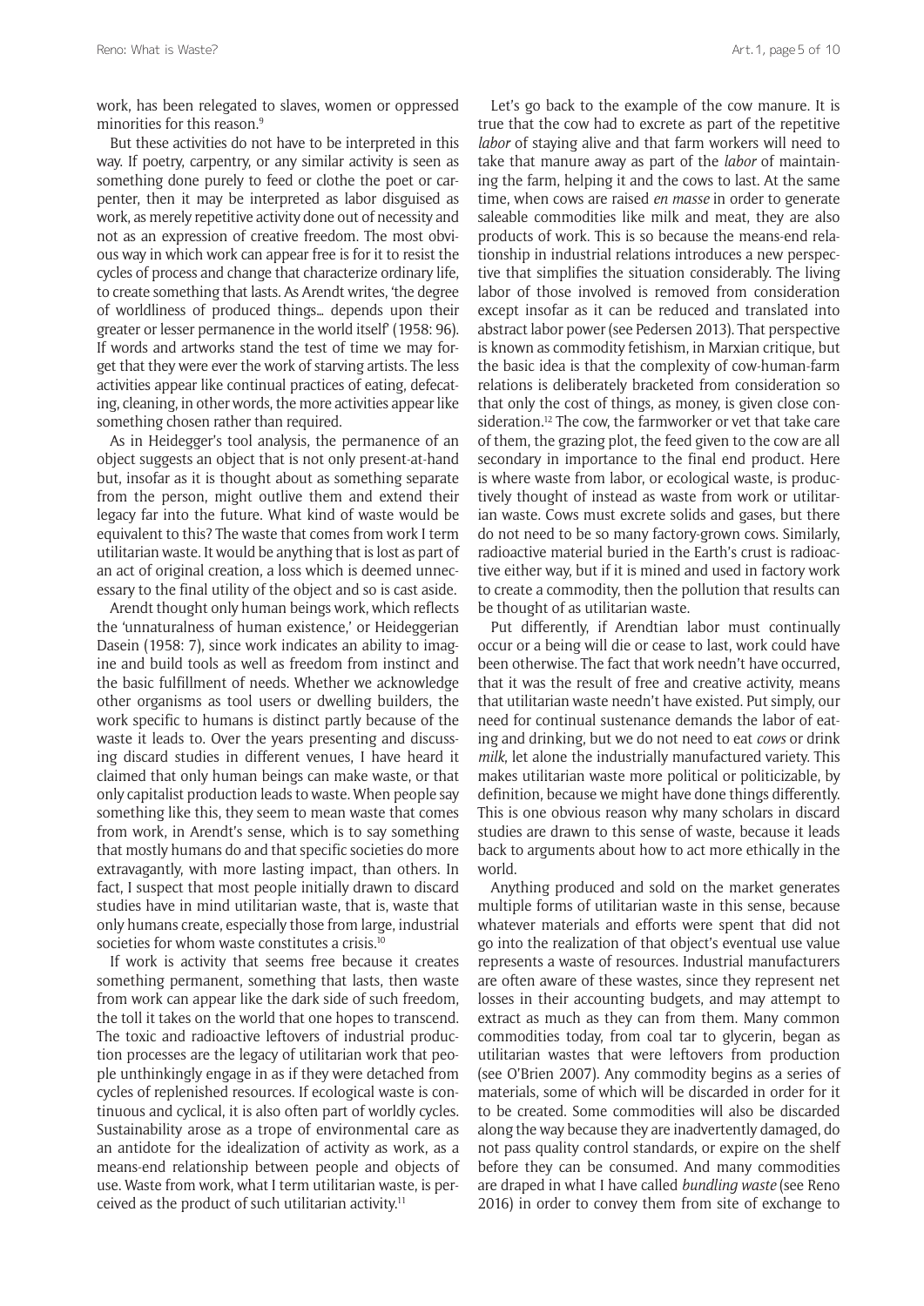work, has been relegated to slaves, women or oppressed minorities for this reason.[9]

But these activities do not have to be interpreted in this way. If poetry, carpentry, or any similar activity is seen as something done purely to feed or clothe the poet or carpenter, then it may be interpreted as labor disguised as work, as merely repetitive activity done out of necessity and not as an expression of creative freedom. The most obvious way in which work can appear free is for it to resist the cycles of process and change that characterize ordinary life, to create something that lasts. As Arendt writes, 'the degree of worldliness of produced things… depends upon their greater or lesser permanence in the world itself' (1958: 96). If words and artworks stand the test of time we may forget that they were ever the work of starving artists. The less activities appear like continual practices of eating, defecating, cleaning, in other words, the more activities appear like something chosen rather than required.

As in Heidegger's tool analysis, the permanence of an object suggests an object that is not only present-at-hand but, insofar as it is thought about as something separate from the person, might outlive them and extend their legacy far into the future. What kind of waste would be equivalent to this? The waste that comes from work I term utilitarian waste. It would be anything that is lost as part of an act of original creation, a loss which is deemed unnecessary to the final utility of the object and so is cast aside.

Arendt thought only human beings work, which reflects the 'unnaturalness of human existence,' or Heideggerian Dasein (1958: 7), since work indicates an ability to imagine and build tools as well as freedom from instinct and the basic fulfillment of needs. Whether we acknowledge other organisms as tool users or dwelling builders, the work specific to humans is distinct partly because of the waste it leads to. Over the years presenting and discussing discard studies in different venues, I have heard it claimed that only human beings can make waste, or that only capitalist production leads to waste. When people say something like this, they seem to mean waste that comes from work, in Arendt's sense, which is to say something that mostly humans do and that specific societies do more extravagantly, with more lasting impact, than others. In fact, I suspect that most people initially drawn to discard studies have in mind utilitarian waste, that is, waste that only humans create, especially those from large, industrial societies for whom waste constitutes a crisis.[10]

If work is activity that seems free because it creates something permanent, something that lasts, then waste from work can appear like the dark side of such freedom, the toll it takes on the world that one hopes to transcend. The toxic and radioactive leftovers of industrial production processes are the legacy of utilitarian work that people unthinkingly engage in as if they were detached from cycles of replenished resources. If ecological waste is continuous and cyclical, it is also often part of worldly cycles. Sustainability arose as a trope of environmental care as an antidote for the idealization of activity as work, as a means-end relationship between people and objects of use. Waste from work, what I term utilitarian waste, is perceived as the product of such utilitarian activity.[11]

Let's go back to the example of the cow manure. It is true that the cow had to excrete as part of the repetitive *labor* of staying alive and that farm workers will need to take that manure away as part of the *labor* of maintaining the farm, helping it and the cows to last. At the same time, when cows are raised *en masse* in order to generate saleable commodities like milk and meat, they are also products of work. This is so because the means-end relationship in industrial relations introduces a new perspective that simplifies the situation considerably. The living labor of those involved is removed from consideration except insofar as it can be reduced and translated into abstract labor power (see Pedersen 2013). That perspective is known as commodity fetishism, in Marxian critique, but the basic idea is that the complexity of cow-human-farm relations is deliberately bracketed from consideration so that only the cost of things, as money, is given close consideration.[12] The cow, the farmworker or vet that take care of them, the grazing plot, the feed given to the cow are all secondary in importance to the final end product. Here is where waste from labor, or ecological waste, is productively thought of instead as waste from work or utilitarian waste. Cows must excrete solids and gases, but there do not need to be so many factory-grown cows. Similarly, radioactive material buried in the Earth's crust is radioactive either way, but if it is mined and used in factory work to create a commodity, then the pollution that results can be thought of as utilitarian waste.

Put differently, if Arendtian labor must continually occur or a being will die or cease to last, work could have been otherwise. The fact that work needn't have occurred, that it was the result of free and creative activity, means that utilitarian waste needn't have existed. Put simply, our need for continual sustenance demands the labor of eating and drinking, but we do not need to eat *cows* or drink *milk*, let alone the industrially manufactured variety. This makes utilitarian waste more political or politicizable, by definition, because we might have done things differently. This is one obvious reason why many scholars in discard studies are drawn to this sense of waste, because it leads back to arguments about how to act more ethically in the world.

Anything produced and sold on the market generates multiple forms of utilitarian waste in this sense, because whatever materials and efforts were spent that did not go into the realization of that object's eventual use value represents a waste of resources. Industrial manufacturers are often aware of these wastes, since they represent net losses in their accounting budgets, and may attempt to extract as much as they can from them. Many common commodities today, from coal tar to glycerin, began as utilitarian wastes that were leftovers from production (see O'Brien 2007). Any commodity begins as a series of materials, some of which will be discarded in order for it to be created. Some commodities will also be discarded along the way because they are inadvertently damaged, do not pass quality control standards, or expire on the shelf before they can be consumed. And many commodities are draped in what I have called *bundling waste* (see Reno 2016) in order to convey them from site of exchange to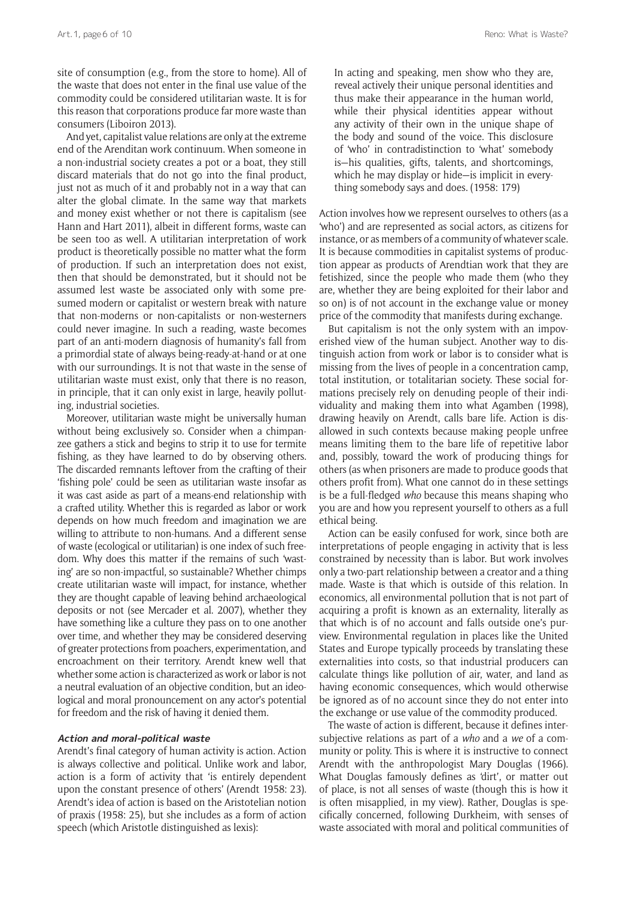site of consumption (e.g., from the store to home). All of the waste that does not enter in the final use value of the commodity could be considered utilitarian waste. It is for this reason that corporations produce far more waste than consumers (Liboiron 2013).

And yet, capitalist value relations are only at the extreme end of the Arenditan work continuum. When someone in a non-industrial society creates a pot or a boat, they still discard materials that do not go into the final product, just not as much of it and probably not in a way that can alter the global climate. In the same way that markets and money exist whether or not there is capitalism (see Hann and Hart 2011), albeit in different forms, waste can be seen too as well. A utilitarian interpretation of work product is theoretically possible no matter what the form of production. If such an interpretation does not exist, then that should be demonstrated, but it should not be assumed lest waste be associated only with some presumed modern or capitalist or western break with nature that non-moderns or non-capitalists or non-westerners could never imagine. In such a reading, waste becomes part of an anti-modern diagnosis of humanity's fall from a primordial state of always being-ready-at-hand or at one with our surroundings. It is not that waste in the sense of utilitarian waste must exist, only that there is no reason, in principle, that it can only exist in large, heavily polluting, industrial societies.

Moreover, utilitarian waste might be universally human without being exclusively so. Consider when a chimpanzee gathers a stick and begins to strip it to use for termite fishing, as they have learned to do by observing others. The discarded remnants leftover from the crafting of their 'fishing pole' could be seen as utilitarian waste insofar as it was cast aside as part of a means-end relationship with a crafted utility. Whether this is regarded as labor or work depends on how much freedom and imagination we are willing to attribute to non-humans. And a different sense of waste (ecological or utilitarian) is one index of such freedom. Why does this matter if the remains of such 'wasting' are so non-impactful, so sustainable? Whether chimps create utilitarian waste will impact, for instance, whether they are thought capable of leaving behind archaeological deposits or not (see Mercader et al. 2007), whether they have something like a culture they pass on to one another over time, and whether they may be considered deserving of greater protections from poachers, experimentation, and encroachment on their territory. Arendt knew well that whether some action is characterized as work or labor is not a neutral evaluation of an objective condition, but an ideological and moral pronouncement on any actor's potential for freedom and the risk of having it denied them.

### Action and moral-political waste

Arendt's final category of human activity is action. Action is always collective and political. Unlike work and labor, action is a form of activity that 'is entirely dependent upon the constant presence of others' (Arendt 1958: 23). Arendt's idea of action is based on the Aristotelian notion of praxis (1958: 25), but she includes as a form of action speech (which Aristotle distinguished as lexis):

> In acting and speaking, men show who they are, reveal actively their unique personal identities and thus make their appearance in the human world, while their physical identities appear without any activity of their own in the unique shape of the body and sound of the voice. This disclosure of 'who' in contradistinction to 'what' somebody is—his qualities, gifts, talents, and shortcomings, which he may display or hide—is implicit in everything somebody says and does. (1958: 179)

Action involves how we represent ourselves to others (as a 'who') and are represented as social actors, as citizens for instance, or as members of a community of whatever scale. It is because commodities in capitalist systems of production appear as products of Arendtian work that they are fetishized, since the people who made them (who they are, whether they are being exploited for their labor and so on) is of not account in the exchange value or money price of the commodity that manifests during exchange.

But capitalism is not the only system with an impoverished view of the human subject. Another way to distinguish action from work or labor is to consider what is missing from the lives of people in a concentration camp, total institution, or totalitarian society. These social formations precisely rely on denuding people of their individuality and making them into what Agamben (1998), drawing heavily on Arendt, calls bare life. Action is disallowed in such contexts because making people unfree means limiting them to the bare life of repetitive labor and, possibly, toward the work of producing things for others (as when prisoners are made to produce goods that others profit from). What one cannot do in these settings is be a full-fledged *who* because this means shaping who you are and how you represent yourself to others as a full ethical being.

Action can be easily confused for work, since both are interpretations of people engaging in activity that is less constrained by necessity than is labor. But work involves only a two-part relationship between a creator and a thing made. Waste is that which is outside of this relation. In economics, all environmental pollution that is not part of acquiring a profit is known as an externality, literally as that which is of no account and falls outside one's purview. Environmental regulation in places like the United States and Europe typically proceeds by translating these externalities into costs, so that industrial producers can calculate things like pollution of air, water, and land as having economic consequences, which would otherwise be ignored as of no account since they do not enter into the exchange or use value of the commodity produced.

The waste of action is different, because it defines intersubjective relations as part of a *who* and a *we* of a community or polity. This is where it is instructive to connect Arendt with the anthropologist Mary Douglas (1966). What Douglas famously defines as 'dirt', or matter out of place, is not all senses of waste (though this is how it is often misapplied, in my view). Rather, Douglas is specifically concerned, following Durkheim, with senses of waste associated with moral and political communities of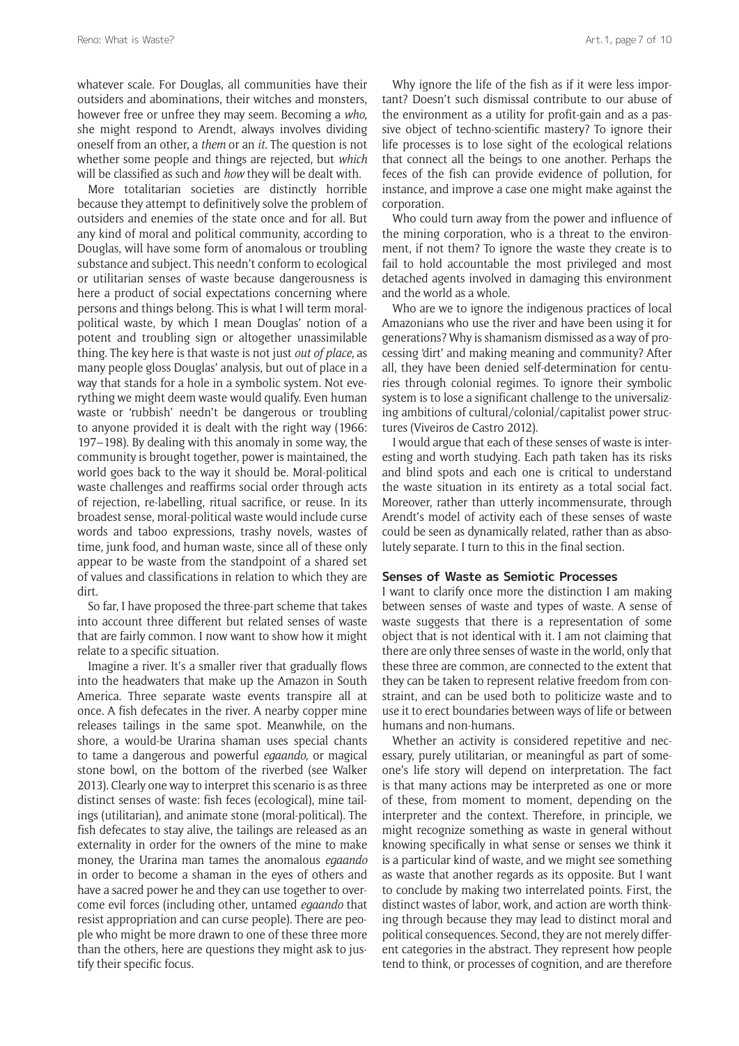whatever scale. For Douglas, all communities have their outsiders and abominations, their witches and monsters, however free or unfree they may seem. Becoming a *who*, she might respond to Arendt, always involves dividing oneself from an other, a *them* or an *it*. The question is not whether some people and things are rejected, but *which* will be classified as such and *how* they will be dealt with.

More totalitarian societies are distinctly horrible because they attempt to definitively solve the problem of outsiders and enemies of the state once and for all. But any kind of moral and political community, according to Douglas, will have some form of anomalous or troubling substance and subject. This needn't conform to ecological or utilitarian senses of waste because dangerousness is here a product of social expectations concerning where persons and things belong. This is what I will term moral-political waste, by which I mean Douglas' notion of a potent and troubling sign or altogether unassimilable thing. The key here is that waste is not just *out of place*, as many people gloss Douglas' analysis, but out of place in a way that stands for a hole in a symbolic system. Not everything we might deem waste would qualify. Even human waste or 'rubbish' needn't be dangerous or troubling to anyone provided it is dealt with the right way (1966: 197–198). By dealing with this anomaly in some way, the community is brought together, power is maintained, the world goes back to the way it should be. Moral-political waste challenges and reaffirms social order through acts of rejection, re-labelling, ritual sacrifice, or reuse. In its broadest sense, moral-political waste would include curse words and taboo expressions, trashy novels, wastes of time, junk food, and human waste, since all of these only appear to be waste from the standpoint of a shared set of values and classifications in relation to which they are dirt.

So far, I have proposed the three-part scheme that takes into account three different but related senses of waste that are fairly common. I now want to show how it might relate to a specific situation.

Imagine a river. It's a smaller river that gradually flows into the headwaters that make up the Amazon in South America. Three separate waste events transpire all at once. A fish defecates in the river. A nearby copper mine releases tailings in the same spot. Meanwhile, on the shore, a would-be Urarina shaman uses special chants to tame a dangerous and powerful *egaando*, or magical stone bowl, on the bottom of the riverbed (see Walker 2013). Clearly one way to interpret this scenario is as three distinct senses of waste: fish feces (ecological), mine tailings (utilitarian), and animate stone (moral-political). The fish defecates to stay alive, the tailings are released as an externality in order for the owners of the mine to make money, the Urarina man tames the anomalous *egaando* in order to become a shaman in the eyes of others and have a sacred power he and they can use together to overcome evil forces (including other, untamed *egaando* that resist appropriation and can curse people). There are people who might be more drawn to one of these three more than the others, here are questions they might ask to justify their specific focus.

Why ignore the life of the fish as if it were less important? Doesn't such dismissal contribute to our abuse of the environment as a utility for profit-gain and as a passive object of techno-scientific mastery? To ignore their life processes is to lose sight of the ecological relations that connect all the beings to one another. Perhaps the feces of the fish can provide evidence of pollution, for instance, and improve a case one might make against the corporation.

Who could turn away from the power and influence of the mining corporation, who is a threat to the environment, if not them? To ignore the waste they create is to fail to hold accountable the most privileged and most detached agents involved in damaging this environment and the world as a whole.

Who are we to ignore the indigenous practices of local Amazonians who use the river and have been using it for generations? Why is shamanism dismissed as a way of processing 'dirt' and making meaning and community? After all, they have been denied self-determination for centuries through colonial regimes. To ignore their symbolic system is to lose a significant challenge to the universalizing ambitions of cultural/colonial/capitalist power structures (Viveiros de Castro 2012).

I would argue that each of these senses of waste is interesting and worth studying. Each path taken has its risks and blind spots and each one is critical to understand the waste situation in its entirety as a total social fact. Moreover, rather than utterly incommensurate, through Arendt's model of activity each of these senses of waste could be seen as dynamically related, rather than as absolutely separate. I turn to this in the final section.

## Senses of Waste as Semiotic Processes

I want to clarify once more the distinction I am making between senses of waste and types of waste. A sense of waste suggests that there is a representation of some object that is not identical with it. I am not claiming that there are only three senses of waste in the world, only that these three are common, are connected to the extent that they can be taken to represent relative freedom from constraint, and can be used both to politicize waste and to use it to erect boundaries between ways of life or between humans and non-humans.

Whether an activity is considered repetitive and necessary, purely utilitarian, or meaningful as part of someone's life story will depend on interpretation. The fact is that many actions may be interpreted as one or more of these, from moment to moment, depending on the interpreter and the context. Therefore, in principle, we might recognize something as waste in general without knowing specifically in what sense or senses we think it is a particular kind of waste, and we might see something as waste that another regards as its opposite. But I want to conclude by making two interrelated points. First, the distinct wastes of labor, work, and action are worth thinking through because they may lead to distinct moral and political consequences. Second, they are not merely different categories in the abstract. They represent how people tend to think, or processes of cognition, and are therefore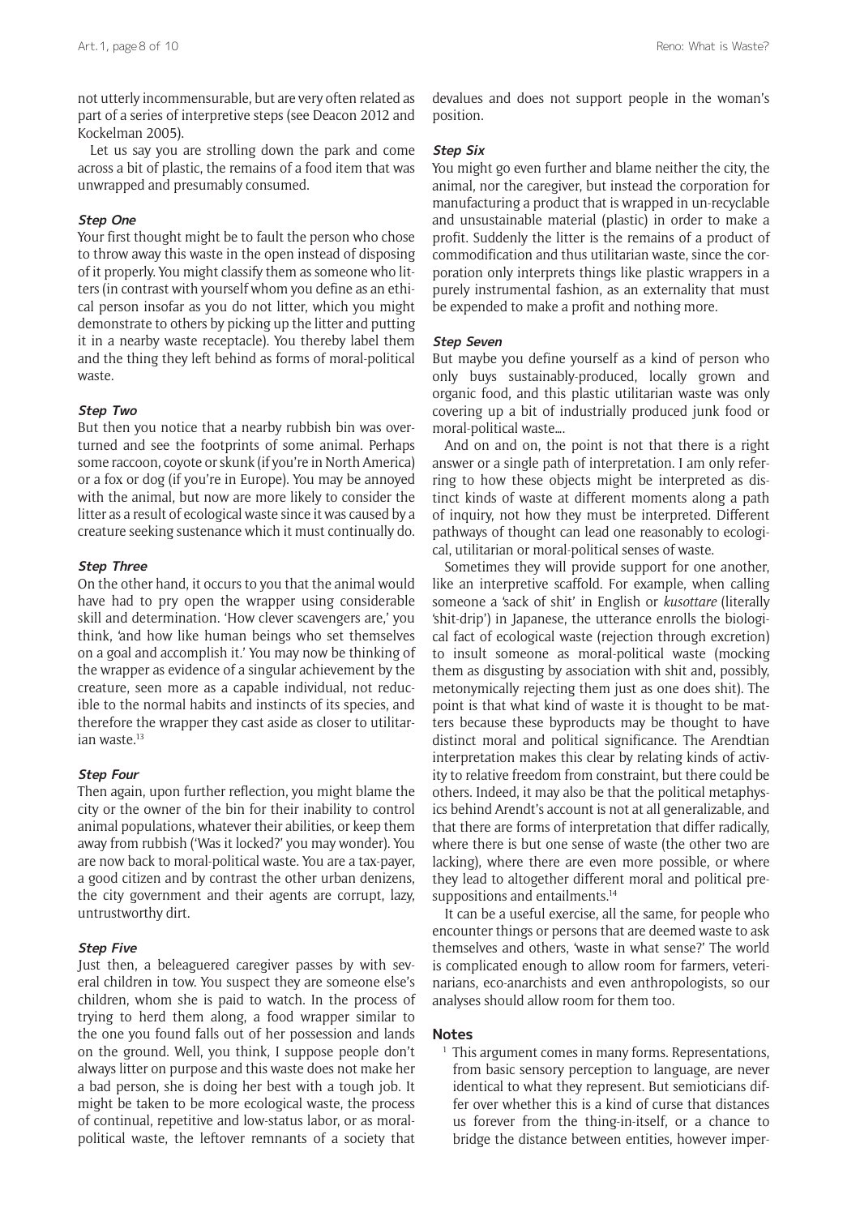not utterly incommensurable, but are very often related as part of a series of interpretive steps (see Deacon 2012 and Kockelman 2005).

Let us say you are strolling down the park and come across a bit of plastic, the remains of a food item that was unwrapped and presumably consumed.

#### *Step One*

Your first thought might be to fault the person who chose to throw away this waste in the open instead of disposing of it properly. You might classify them as someone who litters (in contrast with yourself whom you define as an ethical person insofar as you do not litter, which you might demonstrate to others by picking up the litter and putting it in a nearby waste receptacle). You thereby label them and the thing they left behind as forms of moral-political waste.

#### *Step Two*

But then you notice that a nearby rubbish bin was overturned and see the footprints of some animal. Perhaps some raccoon, coyote or skunk (if you're in North America) or a fox or dog (if you're in Europe). You may be annoyed with the animal, but now are more likely to consider the litter as a result of ecological waste since it was caused by a creature seeking sustenance which it must continually do.

#### *Step Three*

On the other hand, it occurs to you that the animal would have had to pry open the wrapper using considerable skill and determination. 'How clever scavengers are,' you think, 'and how like human beings who set themselves on a goal and accomplish it.' You may now be thinking of the wrapper as evidence of a singular achievement by the creature, seen more as a capable individual, not reducible to the normal habits and instincts of its species, and therefore the wrapper they cast aside as closer to utilitarian waste.[13]

#### *Step Four*

Then again, upon further reflection, you might blame the city or the owner of the bin for their inability to control animal populations, whatever their abilities, or keep them away from rubbish ('Was it locked?' you may wonder). You are now back to moral-political waste. You are a tax-payer, a good citizen and by contrast the other urban denizens, the city government and their agents are corrupt, lazy, untrustworthy dirt.

#### *Step Five*

Just then, a beleaguered caregiver passes by with several children in tow. You suspect they are someone else's children, whom she is paid to watch. In the process of trying to herd them along, a food wrapper similar to the one you found falls out of her possession and lands on the ground. Well, you think, I suppose people don't always litter on purpose and this waste does not make her a bad person, she is doing her best with a tough job. It might be taken to be more ecological waste, the process of continual, repetitive and low-status labor, or as moral-political waste, the leftover remnants of a society that devalues and does not support people in the woman's position.

#### *Step Six*

You might go even further and blame neither the city, the animal, nor the caregiver, but instead the corporation for manufacturing a product that is wrapped in un-recyclable and unsustainable material (plastic) in order to make a profit. Suddenly the litter is the remains of a product of commodification and thus utilitarian waste, since the corporation only interprets things like plastic wrappers in a purely instrumental fashion, as an externality that must be expended to make a profit and nothing more.

#### *Step Seven*

But maybe you define yourself as a kind of person who only buys sustainably-produced, locally grown and organic food, and this plastic utilitarian waste was only covering up a bit of industrially produced junk food or moral-political waste….

And on and on, the point is not that there is a right answer or a single path of interpretation. I am only referring to how these objects might be interpreted as distinct kinds of waste at different moments along a path of inquiry, not how they must be interpreted. Different pathways of thought can lead one reasonably to ecological, utilitarian or moral-political senses of waste.

Sometimes they will provide support for one another, like an interpretive scaffold. For example, when calling someone a 'sack of shit' in English or *kusottare* (literally 'shit-drip') in Japanese, the utterance enrolls the biological fact of ecological waste (rejection through excretion) to insult someone as moral-political waste (mocking them as disgusting by association with shit and, possibly, metonymically rejecting them just as one does shit). The point is that what kind of waste it is thought to be matters because these byproducts may be thought to have distinct moral and political significance. The Arendtian interpretation makes this clear by relating kinds of activity to relative freedom from constraint, but there could be others. Indeed, it may also be that the political metaphysics behind Arendt's account is not at all generalizable, and that there are forms of interpretation that differ radically, where there is but one sense of waste (the other two are lacking), where there are even more possible, or where they lead to altogether different moral and political presuppositions and entailments.[14]

It can be a useful exercise, all the same, for people who encounter things or persons that are deemed waste to ask themselves and others, 'waste in what sense?' The world is complicated enough to allow room for farmers, veterinarians, eco-anarchists and even anthropologists, so our analyses should allow room for them too.

## Notes

[1] This argument comes in many forms. Representations, from basic sensory perception to language, are never identical to what they represent. But semioticians differ over whether this is a kind of curse that distances us forever from the thing-in-itself, or a chance to bridge the distance between entities, however imper-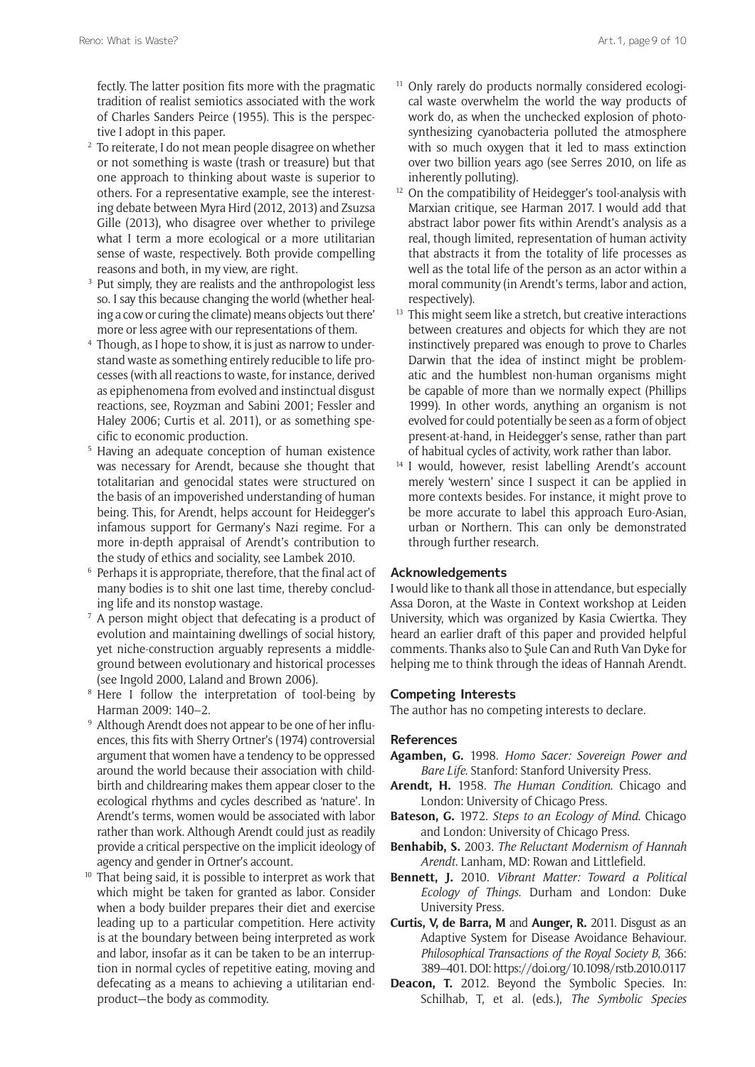fectly. The latter position fits more with the pragmatic tradition of realist semiotics associated with the work of Charles Sanders Peirce (1955). This is the perspective I adopt in this paper.

[2] To reiterate, I do not mean people disagree on whether or not something is waste (trash or treasure) but that one approach to thinking about waste is superior to others. For a representative example, see the interesting debate between Myra Hird (2012, 2013) and Zsuzsa Gille (2013), who disagree over whether to privilege what I term a more ecological or a more utilitarian sense of waste, respectively. Both provide compelling reasons and both, in my view, are right.

[3] Put simply, they are realists and the anthropologist less so. I say this because changing the world (whether healing a cow or curing the climate) means objects 'out there' more or less agree with our representations of them.

[4] Though, as I hope to show, it is just as narrow to understand waste as something entirely reducible to life processes (with all reactions to waste, for instance, derived as epiphenomena from evolved and instinctual disgust reactions, see, Royzman and Sabini 2001; Fessler and Haley 2006; Curtis et al. 2011), or as something specific to economic production.

[5] Having an adequate conception of human existence was necessary for Arendt, because she thought that totalitarian and genocidal states were structured on the basis of an impoverished understanding of human being. This, for Arendt, helps account for Heidegger's infamous support for Germany's Nazi regime. For a more in-depth appraisal of Arendt's contribution to the study of ethics and sociality, see Lambek 2010.

[6] Perhaps it is appropriate, therefore, that the final act of many bodies is to shit one last time, thereby concluding life and its nonstop wastage.

[7] A person might object that defecating is a product of evolution and maintaining dwellings of social history, yet niche-construction arguably represents a middle-ground between evolutionary and historical processes (see Ingold 2000, Laland and Brown 2006).

[8] Here I follow the interpretation of tool-being by Harman 2009: 140–2.

[9] Although Arendt does not appear to be one of her influences, this fits with Sherry Ortner's (1974) controversial argument that women have a tendency to be oppressed around the world because their association with childbirth and childrearing makes them appear closer to the ecological rhythms and cycles described as 'nature'. In Arendt's terms, women would be associated with labor rather than work. Although Arendt could just as readily provide a critical perspective on the implicit ideology of agency and gender in Ortner's account.

[10] That being said, it is possible to interpret as work that which might be taken for granted as labor. Consider when a body builder prepares their diet and exercise leading up to a particular competition. Here activity is at the boundary between being interpreted as work and labor, insofar as it can be taken to be an interruption in normal cycles of repetitive eating, moving and defecating as a means to achieving a utilitarian end-product—the body as commodity.

[11] Only rarely do products normally considered ecological waste overwhelm the world the way products of work do, as when the unchecked explosion of photosynthesizing cyanobacteria polluted the atmosphere with so much oxygen that it led to mass extinction over two billion years ago (see Serres 2010, on life as inherently polluting).

[12] On the compatibility of Heidegger's tool-analysis with Marxian critique, see Harman 2017. I would add that abstract labor power fits within Arendt's analysis as a real, though limited, representation of human activity that abstracts it from the totality of life processes as well as the total life of the person as an actor within a moral community (in Arendt's terms, labor and action, respectively).

[13] This might seem like a stretch, but creative interactions between creatures and objects for which they are not instinctively prepared was enough to prove to Charles Darwin that the idea of instinct might be problematic and the humblest non-human organisms might be capable of more than we normally expect (Phillips 1999). In other words, anything an organism is not evolved for could potentially be seen as a form of object present-at-hand, in Heidegger's sense, rather than part of habitual cycles of activity, work rather than labor.

[14] I would, however, resist labelling Arendt's account merely 'western' since I suspect it can be applied in more contexts besides. For instance, it might prove to be more accurate to label this approach Euro-Asian, urban or Northern. This can only be demonstrated through further research.

## Acknowledgements

I would like to thank all those in attendance, but especially Assa Doron, at the Waste in Context workshop at Leiden University, which was organized by Kasia Cwiertka. They heard an earlier draft of this paper and provided helpful comments. Thanks also to Şule Can and Ruth Van Dyke for helping me to think through the ideas of Hannah Arendt.

## Competing Interests

The author has no competing interests to declare.

## References

**Agamben, G.** 1998. *Homo Sacer: Sovereign Power and Bare Life*. Stanford: Stanford University Press.

**Arendt, H.** 1958. *The Human Condition*. Chicago and London: University of Chicago Press.

**Bateson, G.** 1972. *Steps to an Ecology of Mind*. Chicago and London: University of Chicago Press.

**Benhabib, S.** 2003. *The Reluctant Modernism of Hannah Arendt*. Lanham, MD: Rowan and Littlefield.

**Bennett, J.** 2010. *Vibrant Matter: Toward a Political Ecology of Things*. Durham and London: Duke University Press.

**Curtis, V, de Barra, M** and **Aunger, R.** 2011. Disgust as an Adaptive System for Disease Avoidance Behaviour. *Philosophical Transactions of the Royal Society B*, 366: 389–401. DOI: https://doi.org/10.1098/rstb.2010.0117

**Deacon, T.** 2012. Beyond the Symbolic Species. In: Schilhab, T, et al. (eds.), *The Symbolic Species*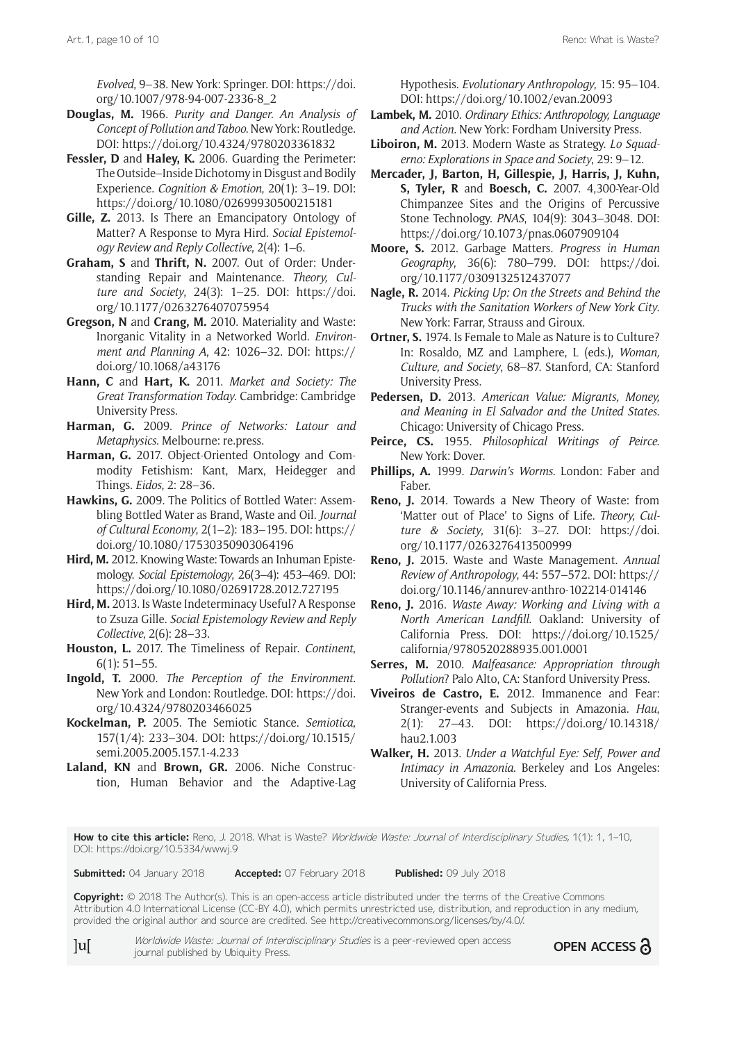*Evolved*, 9–38. New York: Springer. DOI: https://doi.org/10.1007/978-94-007-2336-8_2

**Douglas, M.** 1966. *Purity and Danger. An Analysis of Concept of Pollution and Taboo*. New York: Routledge. DOI: https://doi.org/10.4324/9780203361832

**Fessler, D** and **Haley, K.** 2006. Guarding the Perimeter: The Outside–Inside Dichotomy in Disgust and Bodily Experience. *Cognition & Emotion*, 20(1): 3–19. DOI: https://doi.org/10.1080/02699930500215181

**Gille, Z.** 2013. Is There an Emancipatory Ontology of Matter? A Response to Myra Hird. *Social Epistemology Review and Reply Collective*, 2(4): 1–6.

**Graham, S** and **Thrift, N.** 2007. Out of Order: Understanding Repair and Maintenance. *Theory, Culture and Society*, 24(3): 1–25. DOI: https://doi.org/10.1177/0263276407075954

**Gregson, N** and **Crang, M.** 2010. Materiality and Waste: Inorganic Vitality in a Networked World. *Environment and Planning A*, 42: 1026–32. DOI: https://doi.org/10.1068/a43176

**Hann, C** and **Hart, K.** 2011. *Market and Society: The Great Transformation Today*. Cambridge: Cambridge University Press.

**Harman, G.** 2009. *Prince of Networks: Latour and Metaphysics*. Melbourne: re.press.

**Harman, G.** 2017. Object-Oriented Ontology and Commodity Fetishism: Kant, Marx, Heidegger and Things. *Eidos*, 2: 28–36.

**Hawkins, G.** 2009. The Politics of Bottled Water: Assembling Bottled Water as Brand, Waste and Oil. *Journal of Cultural Economy*, 2(1–2): 183–195. DOI: https://doi.org/10.1080/17530350903064196

**Hird, M.** 2012. Knowing Waste: Towards an Inhuman Epistemology. *Social Epistemology*, 26(3–4): 453–469. DOI: https://doi.org/10.1080/02691728.2012.727195

**Hird, M.** 2013. Is Waste Indeterminacy Useful? A Response to Zsuza Gille. *Social Epistemology Review and Reply Collective*, 2(6): 28–33.

**Houston, L.** 2017. The Timeliness of Repair. *Continent*, 6(1): 51–55.

**Ingold, T.** 2000. *The Perception of the Environment*. New York and London: Routledge. DOI: https://doi.org/10.4324/9780203466025

**Kockelman, P.** 2005. The Semiotic Stance. *Semiotica*, 157(1/4): 233–304. DOI: https://doi.org/10.1515/semi.2005.2005.157.1-4.233

**Laland, KN** and **Brown, GR.** 2006. Niche Construction, Human Behavior and the Adaptive-Lag Hypothesis. *Evolutionary Anthropology*, 15: 95–104. DOI: https://doi.org/10.1002/evan.20093

**Lambek, M.** 2010. *Ordinary Ethics: Anthropology, Language and Action*. New York: Fordham University Press.

**Liboiron, M.** 2013. Modern Waste as Strategy. *Lo Squaderno: Explorations in Space and Society*, 29: 9–12.

**Mercader, J, Barton, H, Gillespie, J, Harris, J, Kuhn, S, Tyler, R** and **Boesch, C.** 2007. 4,300-Year-Old Chimpanzee Sites and the Origins of Percussive Stone Technology. *PNAS*, 104(9): 3043–3048. DOI: https://doi.org/10.1073/pnas.0607909104

**Moore, S.** 2012. Garbage Matters. *Progress in Human Geography*, 36(6): 780–799. DOI: https://doi.org/10.1177/0309132512437077

**Nagle, R.** 2014. *Picking Up: On the Streets and Behind the Trucks with the Sanitation Workers of New York City*. New York: Farrar, Strauss and Giroux.

**Ortner, S.** 1974. Is Female to Male as Nature is to Culture? In: Rosaldo, MZ and Lamphere, L (eds.), *Woman, Culture, and Society*, 68–87. Stanford, CA: Stanford University Press.

**Pedersen, D.** 2013. *American Value: Migrants, Money, and Meaning in El Salvador and the United States*. Chicago: University of Chicago Press.

**Peirce, CS.** 1955. *Philosophical Writings of Peirce*. New York: Dover.

**Phillips, A.** 1999. *Darwin's Worms*. London: Faber and Faber.

**Reno, J.** 2014. Towards a New Theory of Waste: from 'Matter out of Place' to Signs of Life. *Theory, Culture & Society*, 31(6): 3–27. DOI: https://doi.org/10.1177/0263276413500999

**Reno, J.** 2015. Waste and Waste Management. *Annual Review of Anthropology*, 44: 557–572. DOI: https://doi.org/10.1146/annurev-anthro-102214-014146

**Reno, J.** 2016. *Waste Away: Working and Living with a North American Landfill*. Oakland: University of California Press. DOI: https://doi.org/10.1525/california/9780520288935.001.0001

**Serres, M.** 2010. *Malfeasance: Appropriation through Pollution*? Palo Alto, CA: Stanford University Press.

**Viveiros de Castro, E.** 2012. Immanence and Fear: Stranger-events and Subjects in Amazonia. *Hau*, 2(1): 27–43. DOI: https://doi.org/10.14318/hau2.1.003

**Walker, H.** 2013. *Under a Watchful Eye: Self, Power and Intimacy in Amazonia*. Berkeley and Los Angeles: University of California Press.

**How to cite this article:** Reno, J. 2018. What is Waste? *Worldwide Waste: Journal of Interdisciplinary Studies*, 1(1): 1, 1–10, DOI: https://doi.org/10.5334/wwwj.9

**Submitted:** 04 January 2018 **Accepted:** 07 February 2018 **Published:** 09 July 2018

**Copyright:** © 2018 The Author(s). This is an open-access article distributed under the terms of the Creative Commons Attribution 4.0 International License (CC-BY 4.0), which permits unrestricted use, distribution, and reproduction in any medium, provided the original author and source are credited. See http://creativecommons.org/licenses/by/4.0/.

*Worldwide Waste: Journal of Interdisciplinary Studies* is a peer-reviewed open access journal published by Ubiquity Press.

**OPEN ACCESS**